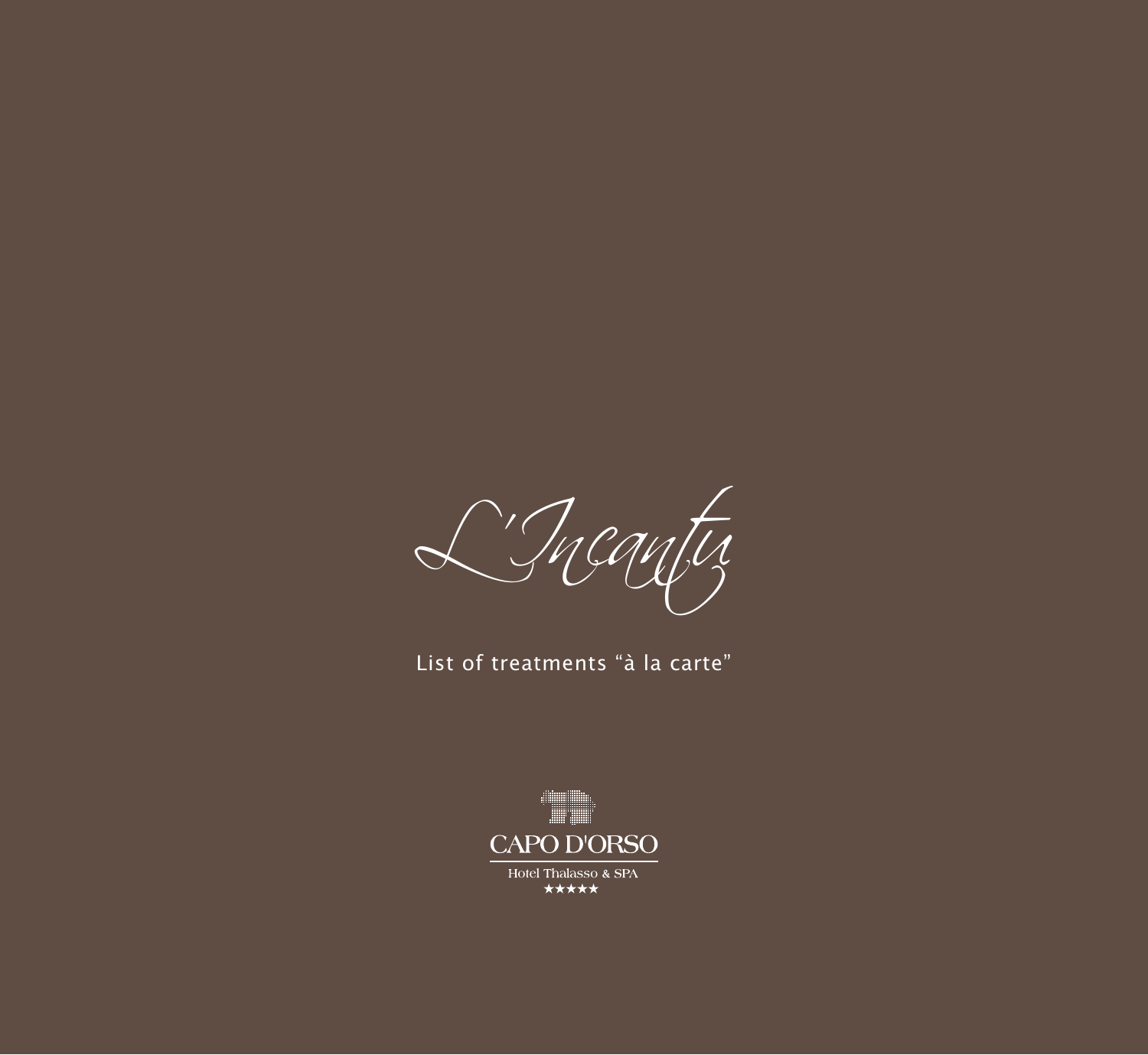# L'Incantu

List of treatments “à la carte”

CAPO D'ORSO

Hotel Thalasso & SPA

★★★★★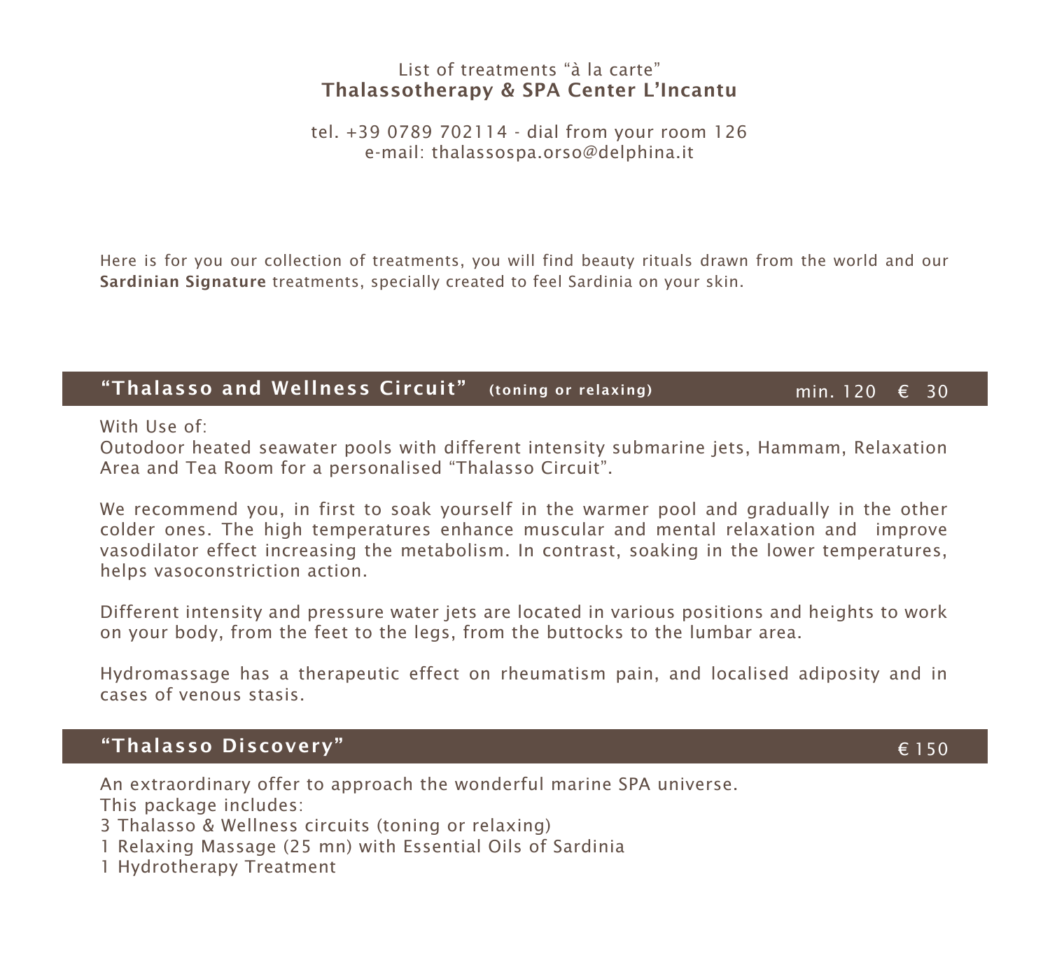List of treatments “à la carte”
**Thalassotherapy & SPA Center L’Incantu**

tel. +39 0789 702114 - dial from your room 126
e-mail: thalassospa.orso@delphina.it

Here is for you our collection of treatments, you will find beauty rituals drawn from the world and our **Sardinian Signature** treatments, specially created to feel Sardinia on your skin.

## “Thalasso and Wellness Circuit” (toning or relaxing) — min. 120 € 30

With Use of:
Outodoor heated seawater pools with different intensity submarine jets, Hammam, Relaxation Area and Tea Room for a personalised “Thalasso Circuit”.

We recommend you, in first to soak yourself in the warmer pool and gradually in the other colder ones. The high temperatures enhance muscular and mental relaxation and improve vasodilator effect increasing the metabolism. In contrast, soaking in the lower temperatures, helps vasoconstriction action.

Different intensity and pressure water jets are located in various positions and heights to work on your body, from the feet to the legs, from the buttocks to the lumbar area.

Hydromassage has a therapeutic effect on rheumatism pain, and localised adiposity and in cases of venous stasis.

## “Thalasso Discovery” — € 150

An extraordinary offer to approach the wonderful marine SPA universe.
This package includes:
3 Thalasso & Wellness circuits (toning or relaxing)
1 Relaxing Massage (25 mn) with Essential Oils of Sardinia
1 Hydrotherapy Treatment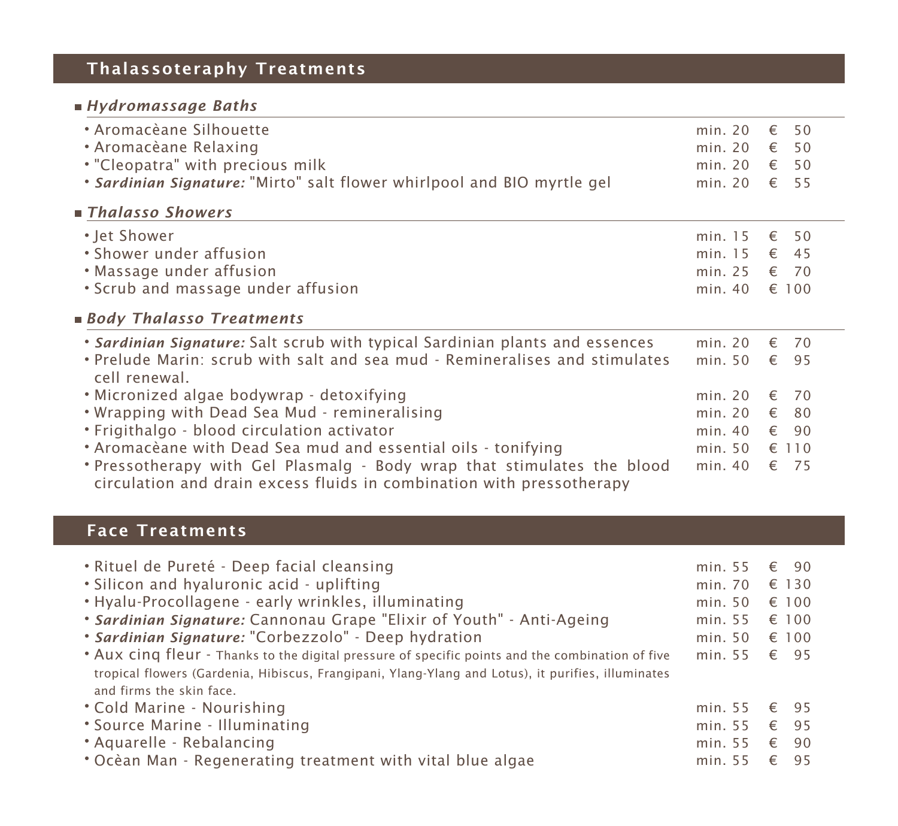## Thalassoteraphy Treatments

### *Hydromassage Baths*

| Treatment | Duration | Price |
|---|---|---|
| Aromacèane Silhouette | min. 20 | € 50 |
| Aromacèane Relaxing | min. 20 | € 50 |
| "Cleopatra" with precious milk | min. 20 | € 50 |
| ***Sardinian Signature:*** "Mirto" salt flower whirlpool and BIO myrtle gel | min. 20 | € 55 |

### *Thalasso Showers*

| Treatment | Duration | Price |
|---|---|---|
| Jet Shower | min. 15 | € 50 |
| Shower under affusion | min. 15 | € 45 |
| Massage under affusion | min. 25 | € 70 |
| Scrub and massage under affusion | min. 40 | € 100 |

### *Body Thalasso Treatments*

| Treatment | Duration | Price |
|---|---|---|
| ***Sardinian Signature:*** Salt scrub with typical Sardinian plants and essences | min. 20 | € 70 |
| Prelude Marin: scrub with salt and sea mud - Remineralises and stimulates cell renewal. | min. 50 | € 95 |
| Micronized algae bodywrap - detoxifying | min. 20 | € 70 |
| Wrapping with Dead Sea Mud - remineralising | min. 20 | € 80 |
| Frigithalgo - blood circulation activator | min. 40 | € 90 |
| Aromacèane with Dead Sea mud and essential oils - tonifying | min. 50 | € 110 |
| Pressotherapy with Gel Plasmalg - Body wrap that stimulates the blood circulation and drain excess fluids in combination with pressotherapy | min. 40 | € 75 |

## Face Treatments

| Treatment | Duration | Price |
|---|---|---|
| Rituel de Pureté - Deep facial cleansing | min. 55 | € 90 |
| Silicon and hyaluronic acid - uplifting | min. 70 | € 130 |
| Hyalu-Procollagene - early wrinkles, illuminating | min. 50 | € 100 |
| ***Sardinian Signature:*** Cannonau Grape "Elixir of Youth" - Anti-Ageing | min. 55 | € 100 |
| ***Sardinian Signature:*** "Corbezzolo" - Deep hydration | min. 50 | € 100 |
| Aux cinq fleur - Thanks to the digital pressure of specific points and the combination of five tropical flowers (Gardenia, Hibiscus, Frangipani, Ylang-Ylang and Lotus), it purifies, illuminates and firms the skin face. | min. 55 | € 95 |
| Cold Marine - Nourishing | min. 55 | € 95 |
| Source Marine - Illuminating | min. 55 | € 95 |
| Aquarelle - Rebalancing | min. 55 | € 90 |
| Ocèan Man - Regenerating treatment with vital blue algae | min. 55 | € 95 |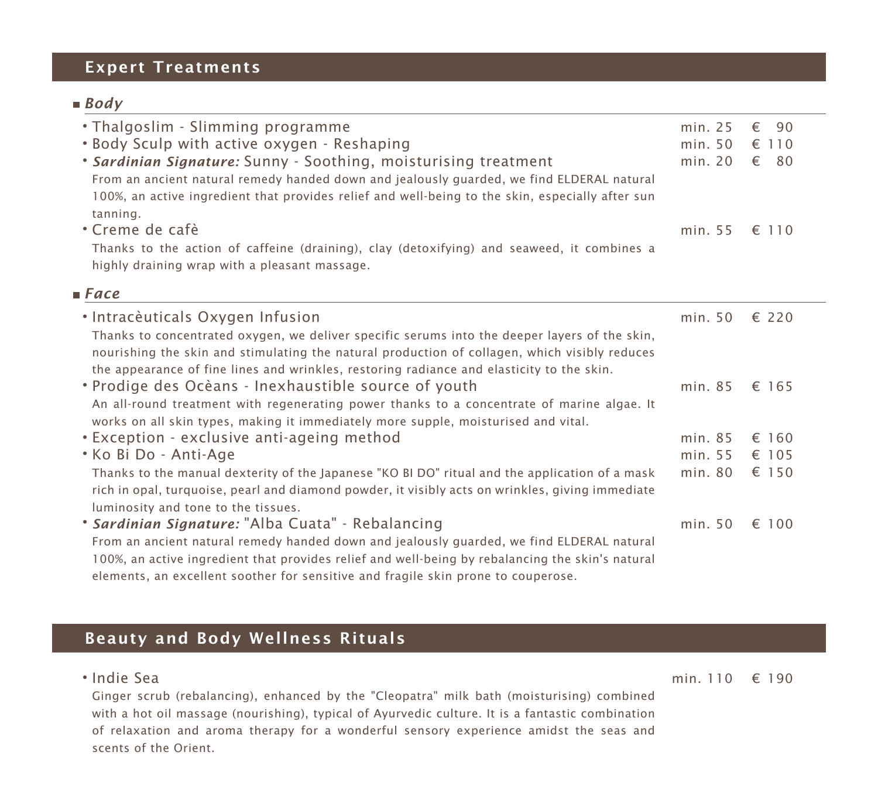## Expert Treatments

### *Body*

- Thalgoslim - Slimming programme — min. 25 € 90
- Body Sculp with active oxygen - Reshaping — min. 50 € 110
- ***Sardinian Signature:*** Sunny - Soothing, moisturising treatment — min. 20 € 80

  From an ancient natural remedy handed down and jealously guarded, we find ELDERAL natural 100%, an active ingredient that provides relief and well-being to the skin, especially after sun tanning.
- Creme de cafè — min. 55 € 110

  Thanks to the action of caffeine (draining), clay (detoxifying) and seaweed, it combines a highly draining wrap with a pleasant massage.

### *Face*

- Intracèuticals Oxygen Infusion — min. 50 € 220

  Thanks to concentrated oxygen, we deliver specific serums into the deeper layers of the skin, nourishing the skin and stimulating the natural production of collagen, which visibly reduces the appearance of fine lines and wrinkles, restoring radiance and elasticity to the skin.
- Prodige des Ocèans - Inexhaustible source of youth — min. 85 € 165

  An all-round treatment with regenerating power thanks to a concentrate of marine algae. It works on all skin types, making it immediately more supple, moisturised and vital.
- Exception - exclusive anti-ageing method — min. 85 € 160
- Ko Bi Do - Anti-Age — min. 55 € 105 / min. 80 € 150

  Thanks to the manual dexterity of the Japanese "KO BI DO" ritual and the application of a mask rich in opal, turquoise, pearl and diamond powder, it visibly acts on wrinkles, giving immediate luminosity and tone to the tissues.
- ***Sardinian Signature:*** "Alba Cuata" - Rebalancing — min. 50 € 100

  From an ancient natural remedy handed down and jealously guarded, we find ELDERAL natural 100%, an active ingredient that provides relief and well-being by rebalancing the skin's natural elements, an excellent soother for sensitive and fragile skin prone to couperose.

## Beauty and Body Wellness Rituals

- Indie Sea — min. 110 € 190

  Ginger scrub (rebalancing), enhanced by the "Cleopatra" milk bath (moisturising) combined with a hot oil massage (nourishing), typical of Ayurvedic culture. It is a fantastic combination of relaxation and aroma therapy for a wonderful sensory experience amidst the seas and scents of the Orient.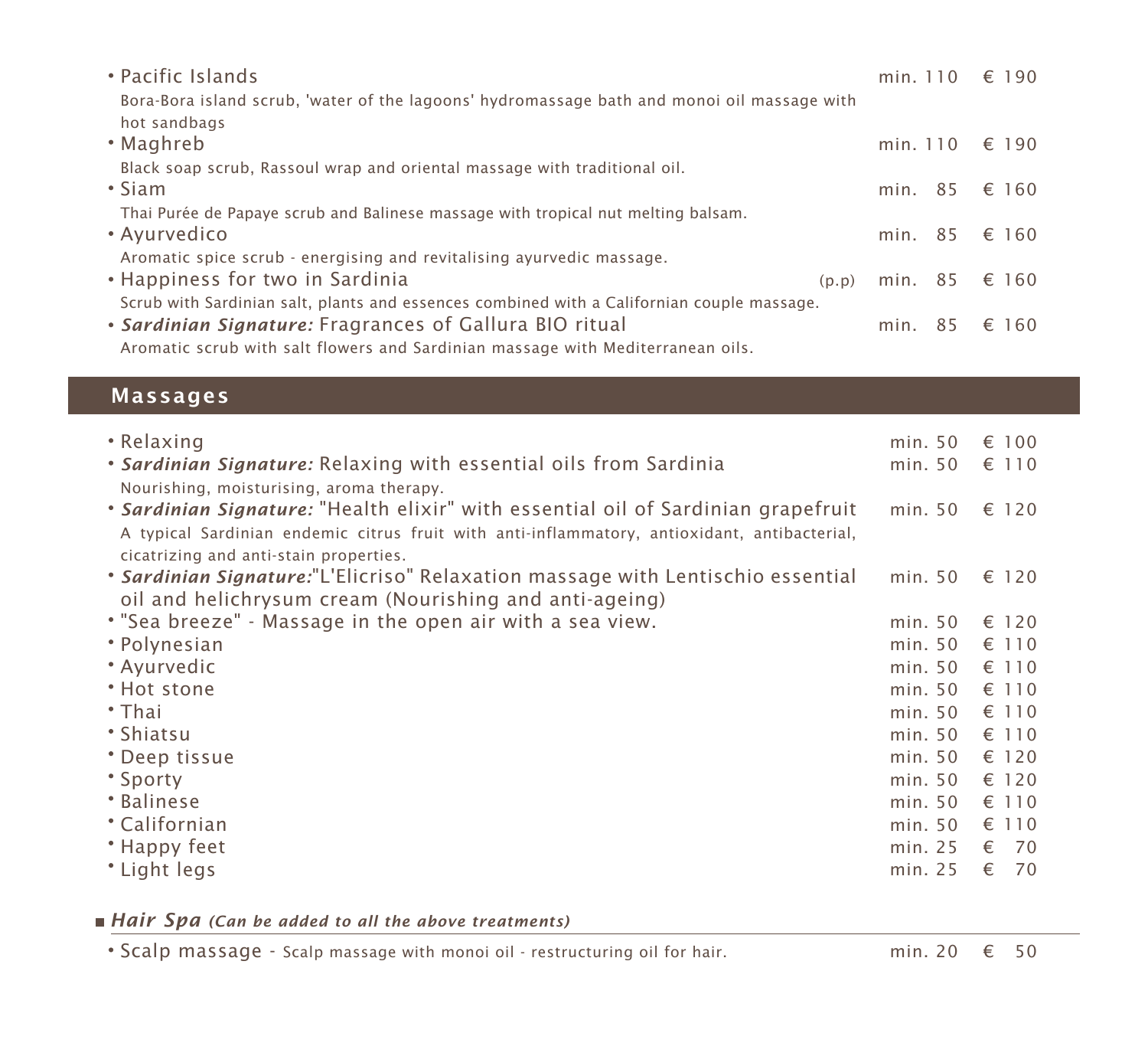- Pacific Islands — min. 110 — € 190
  Bora-Bora island scrub, 'water of the lagoons' hydromassage bath and monoi oil massage with hot sandbags
- Maghreb — min. 110 — € 190
  Black soap scrub, Rassoul wrap and oriental massage with traditional oil.
- Siam — min. 85 — € 160
  Thai Purée de Papaye scrub and Balinese massage with tropical nut melting balsam.
- Ayurvedico — min. 85 — € 160
  Aromatic spice scrub - energising and revitalising ayurvedic massage.
- Happiness for two in Sardinia (p.p) — min. 85 — € 160
  Scrub with Sardinian salt, plants and essences combined with a Californian couple massage.
- ***Sardinian Signature:*** Fragrances of Gallura BIO ritual — min. 85 — € 160
  Aromatic scrub with salt flowers and Sardinian massage with Mediterranean oils.

## Massages

- Relaxing — min. 50 — € 100
- ***Sardinian Signature:*** Relaxing with essential oils from Sardinia — min. 50 — € 110
  Nourishing, moisturising, aroma therapy.
- ***Sardinian Signature:*** "Health elixir" with essential oil of Sardinian grapefruit — min. 50 — € 120
  A typical Sardinian endemic citrus fruit with anti-inflammatory, antioxidant, antibacterial, cicatrizing and anti-stain properties.
- ***Sardinian Signature:***"L'Elicriso" Relaxation massage with Lentischio essential oil and helichrysum cream (Nourishing and anti-ageing) — min. 50 — € 120
- "Sea breeze" - Massage in the open air with a sea view. — min. 50 — € 120
- Polynesian — min. 50 — € 110
- Ayurvedic — min. 50 — € 110
- Hot stone — min. 50 — € 110
- Thai — min. 50 — € 110
- Shiatsu — min. 50 — € 110
- Deep tissue — min. 50 — € 120
- Sporty — min. 50 — € 120
- Balinese — min. 50 — € 110
- Californian — min. 50 — € 110
- Happy feet — min. 25 — € 70
- Light legs — min. 25 — € 70

### ***Hair Spa*** ***(Can be added to all the above treatments)***

- Scalp massage - Scalp massage with monoi oil - restructuring oil for hair. — min. 20 — € 50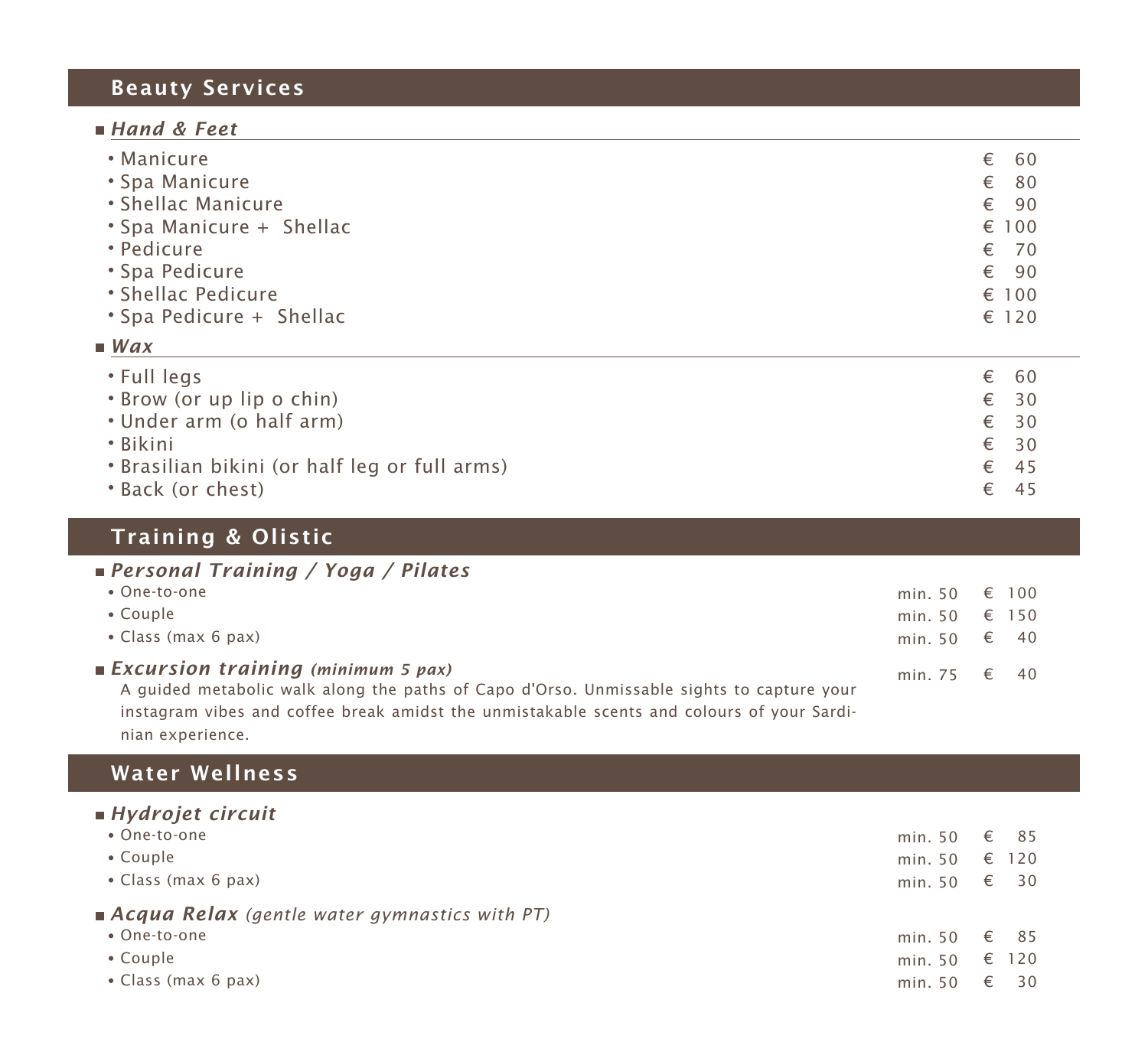## Beauty Services

### *Hand & Feet*

| Service | Price |
|---|---|
| Manicure | € 60 |
| Spa Manicure | € 80 |
| Shellac Manicure | € 90 |
| Spa Manicure + Shellac | € 100 |
| Pedicure | € 70 |
| Spa Pedicure | € 90 |
| Shellac Pedicure | € 100 |
| Spa Pedicure + Shellac | € 120 |

### *Wax*

| Service | Price |
|---|---|
| Full legs | € 60 |
| Brow (or up lip o chin) | € 30 |
| Under arm (o half arm) | € 30 |
| Bikini | € 30 |
| Brasilian bikini (or half leg or full arms) | € 45 |
| Back (or chest) | € 45 |

## Training & Olistic

### *Personal Training / Yoga / Pilates*

| Service | Duration | Price |
|---|---|---|
| One-to-one | min. 50 | € 100 |
| Couple | min. 50 | € 150 |
| Class (max 6 pax) | min. 50 | € 40 |

### *Excursion training* *(minimum 5 pax)* — min. 75 — € 40

A guided metabolic walk along the paths of Capo d'Orso. Unmissable sights to capture your instagram vibes and coffee break amidst the unmistakable scents and colours of your Sardinian experience.

## Water Wellness

### *Hydrojet circuit*

| Service | Duration | Price |
|---|---|---|
| One-to-one | min. 50 | € 85 |
| Couple | min. 50 | € 120 |
| Class (max 6 pax) | min. 50 | € 30 |

### *Acqua Relax* *(gentle water gymnastics with PT)*

| Service | Duration | Price |
|---|---|---|
| One-to-one | min. 50 | € 85 |
| Couple | min. 50 | € 120 |
| Class (max 6 pax) | min. 50 | € 30 |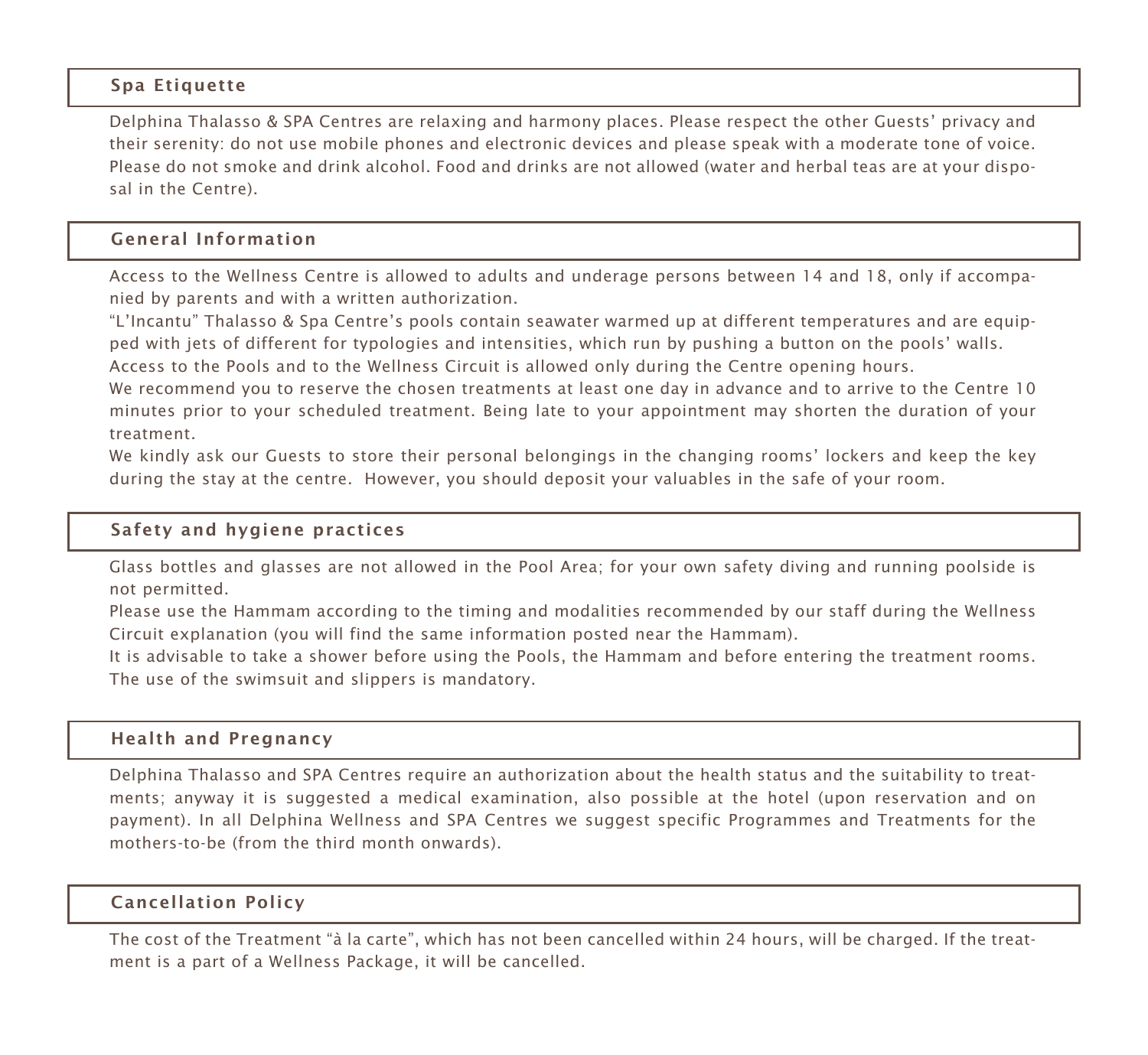## Spa Etiquette

Delphina Thalasso & SPA Centres are relaxing and harmony places. Please respect the other Guests' privacy and their serenity: do not use mobile phones and electronic devices and please speak with a moderate tone of voice. Please do not smoke and drink alcohol. Food and drinks are not allowed (water and herbal teas are at your disposal in the Centre).

## General Information

Access to the Wellness Centre is allowed to adults and underage persons between 14 and 18, only if accompanied by parents and with a written authorization.

"L'Incantu" Thalasso & Spa Centre's pools contain seawater warmed up at different temperatures and are equipped with jets of different for typologies and intensities, which run by pushing a button on the pools' walls.

Access to the Pools and to the Wellness Circuit is allowed only during the Centre opening hours.

We recommend you to reserve the chosen treatments at least one day in advance and to arrive to the Centre 10 minutes prior to your scheduled treatment. Being late to your appointment may shorten the duration of your treatment.

We kindly ask our Guests to store their personal belongings in the changing rooms' lockers and keep the key during the stay at the centre. However, you should deposit your valuables in the safe of your room.

## Safety and hygiene practices

Glass bottles and glasses are not allowed in the Pool Area; for your own safety diving and running poolside is not permitted.

Please use the Hammam according to the timing and modalities recommended by our staff during the Wellness Circuit explanation (you will find the same information posted near the Hammam).

It is advisable to take a shower before using the Pools, the Hammam and before entering the treatment rooms. The use of the swimsuit and slippers is mandatory.

## Health and Pregnancy

Delphina Thalasso and SPA Centres require an authorization about the health status and the suitability to treatments; anyway it is suggested a medical examination, also possible at the hotel (upon reservation and on payment). In all Delphina Wellness and SPA Centres we suggest specific Programmes and Treatments for the mothers-to-be (from the third month onwards).

## Cancellation Policy

The cost of the Treatment "à la carte", which has not been cancelled within 24 hours, will be charged. If the treatment is a part of a Wellness Package, it will be cancelled.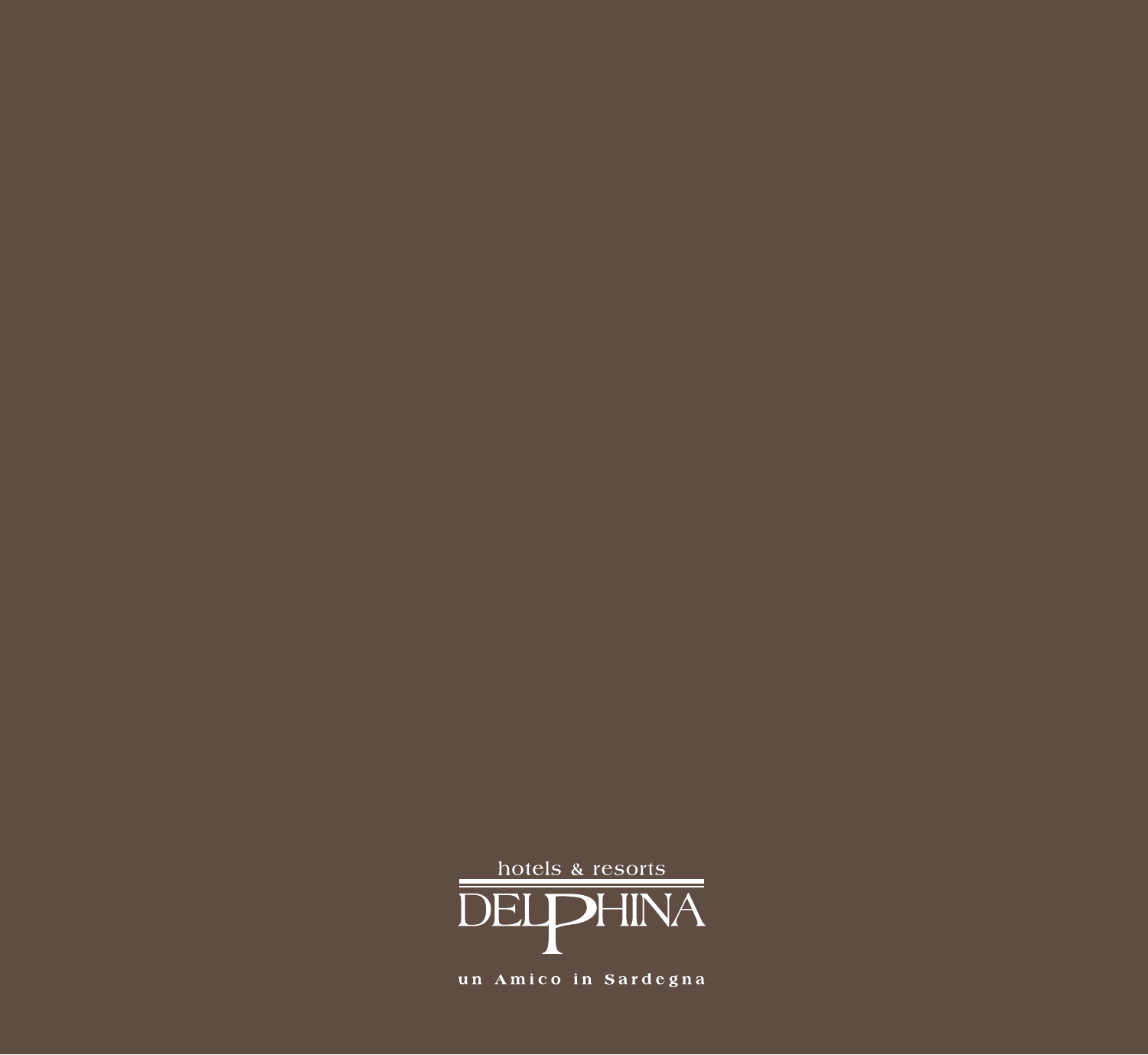hotels & resorts

DELPHINA

un Amico in Sardegna